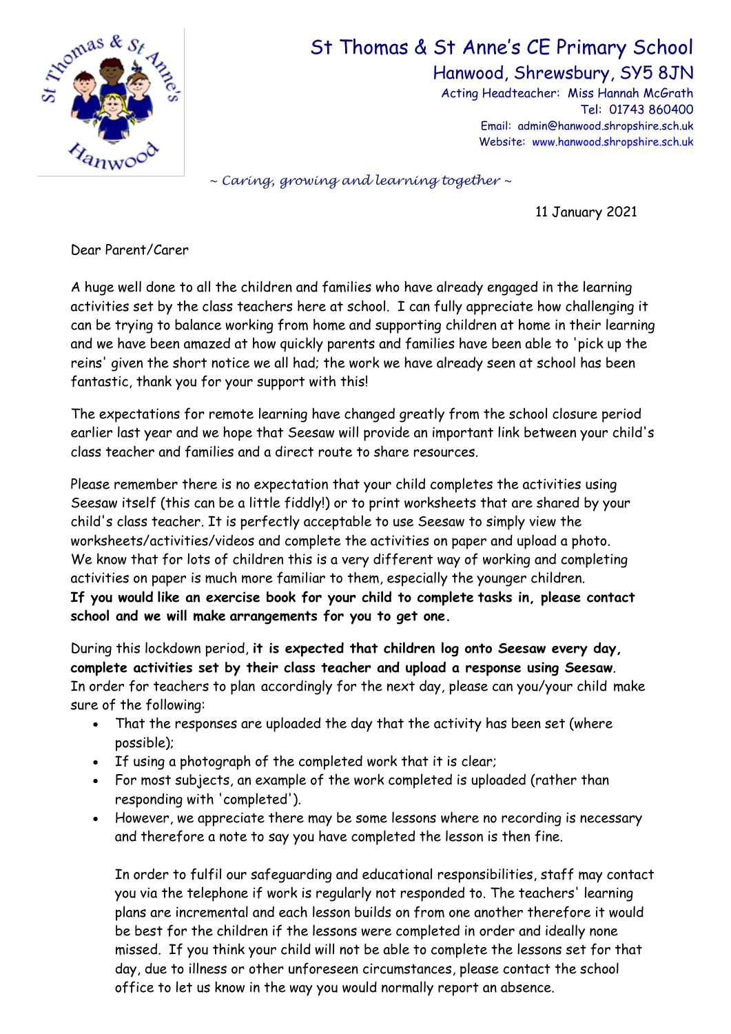# St Thomas & St Anne's CE Primary School

Hanwood, Shrewsbury, SY5 8JN

Acting Headteacher: Miss Hannah McGrath

Tel: 01743 860400

Email: admin@hanwood.shropshire.sch.uk

Website: www.hanwood.shropshire.sch.uk

*~ Caring, growing and learning together ~*

11 January 2021

Dear Parent/Carer

A huge well done to all the children and families who have already engaged in the learning activities set by the class teachers here at school. I can fully appreciate how challenging it can be trying to balance working from home and supporting children at home in their learning and we have been amazed at how quickly parents and families have been able to 'pick up the reins' given the short notice we all had; the work we have already seen at school has been fantastic, thank you for your support with this!

The expectations for remote learning have changed greatly from the school closure period earlier last year and we hope that Seesaw will provide an important link between your child's class teacher and families and a direct route to share resources.

Please remember there is no expectation that your child completes the activities using Seesaw itself (this can be a little fiddly!) or to print worksheets that are shared by your child's class teacher. It is perfectly acceptable to use Seesaw to simply view the worksheets/activities/videos and complete the activities on paper and upload a photo. We know that for lots of children this is a very different way of working and completing activities on paper is much more familiar to them, especially the younger children.
**If you would like an exercise book for your child to complete tasks in, please contact school and we will make arrangements for you to get one.**

During this lockdown period, **it is expected that children log onto Seesaw every day, complete activities set by their class teacher and upload a response using Seesaw**. In order for teachers to plan accordingly for the next day, please can you/your child make sure of the following:

- That the responses are uploaded the day that the activity has been set (where possible);
- If using a photograph of the completed work that it is clear;
- For most subjects, an example of the work completed is uploaded (rather than responding with 'completed').
- However, we appreciate there may be some lessons where no recording is necessary and therefore a note to say you have completed the lesson is then fine.

In order to fulfil our safeguarding and educational responsibilities, staff may contact you via the telephone if work is regularly not responded to. The teachers' learning plans are incremental and each lesson builds on from one another therefore it would be best for the children if the lessons were completed in order and ideally none missed. If you think your child will not be able to complete the lessons set for that day, due to illness or other unforeseen circumstances, please contact the school office to let us know in the way you would normally report an absence.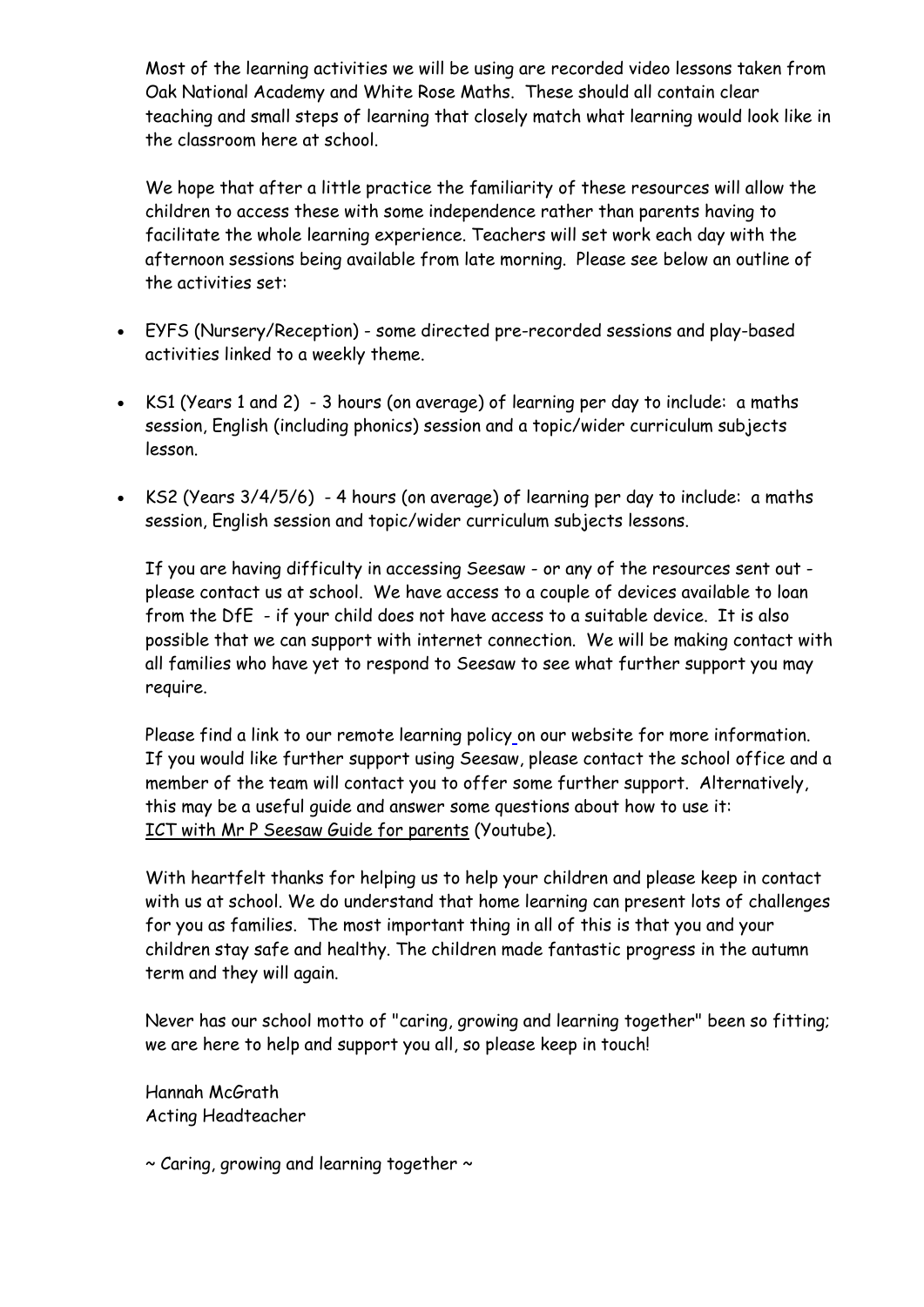Most of the learning activities we will be using are recorded video lessons taken from Oak National Academy and White Rose Maths. These should all contain clear teaching and small steps of learning that closely match what learning would look like in the classroom here at school.

We hope that after a little practice the familiarity of these resources will allow the children to access these with some independence rather than parents having to facilitate the whole learning experience. Teachers will set work each day with the afternoon sessions being available from late morning. Please see below an outline of the activities set:

- EYFS (Nursery/Reception) - some directed pre-recorded sessions and play-based activities linked to a weekly theme.
- KS1 (Years 1 and 2) - 3 hours (on average) of learning per day to include: a maths session, English (including phonics) session and a topic/wider curriculum subjects lesson.
- KS2 (Years 3/4/5/6) - 4 hours (on average) of learning per day to include: a maths session, English session and topic/wider curriculum subjects lessons.

If you are having difficulty in accessing Seesaw - or any of the resources sent out - please contact us at school. We have access to a couple of devices available to loan from the DfE - if your child does not have access to a suitable device. It is also possible that we can support with internet connection. We will be making contact with all families who have yet to respond to Seesaw to see what further support you may require.

Please find a link to our remote learning policy on our website for more information. If you would like further support using Seesaw, please contact the school office and a member of the team will contact you to offer some further support. Alternatively, this may be a useful guide and answer some questions about how to use it: ICT with Mr P Seesaw Guide for parents (Youtube).

With heartfelt thanks for helping us to help your children and please keep in contact with us at school. We do understand that home learning can present lots of challenges for you as families. The most important thing in all of this is that you and your children stay safe and healthy. The children made fantastic progress in the autumn term and they will again.

Never has our school motto of "caring, growing and learning together" been so fitting; we are here to help and support you all, so please keep in touch!

Hannah McGrath
Acting Headteacher

~ Caring, growing and learning together ~